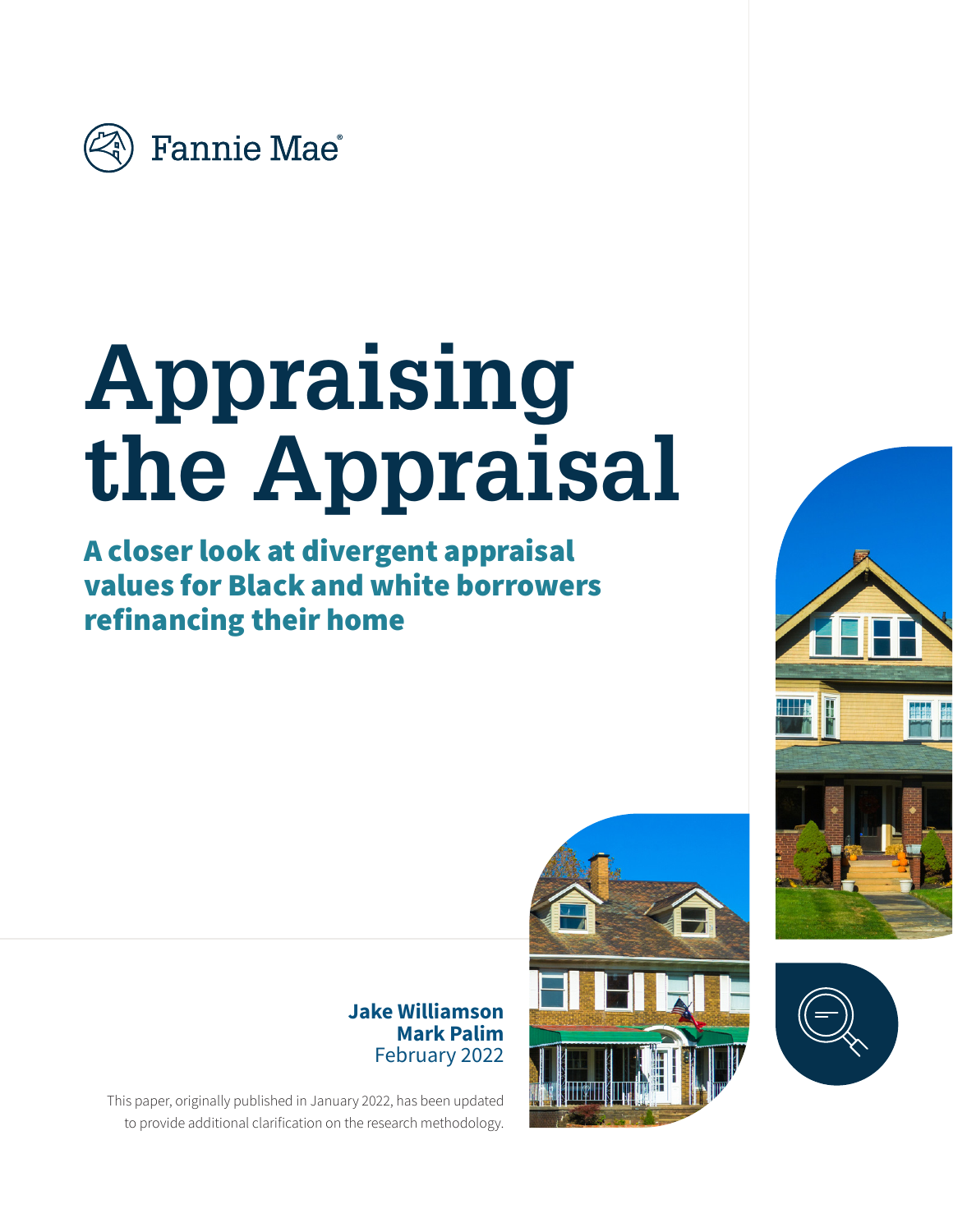Fannie Mae

# Appraising the Appraisal

## A closer look at divergent appraisal values for Black and white borrowers refinancing their home

**Jake Williamson**
**Mark Palim**
February 2022

This paper, originally published in January 2022, has been updated to provide additional clarification on the research methodology.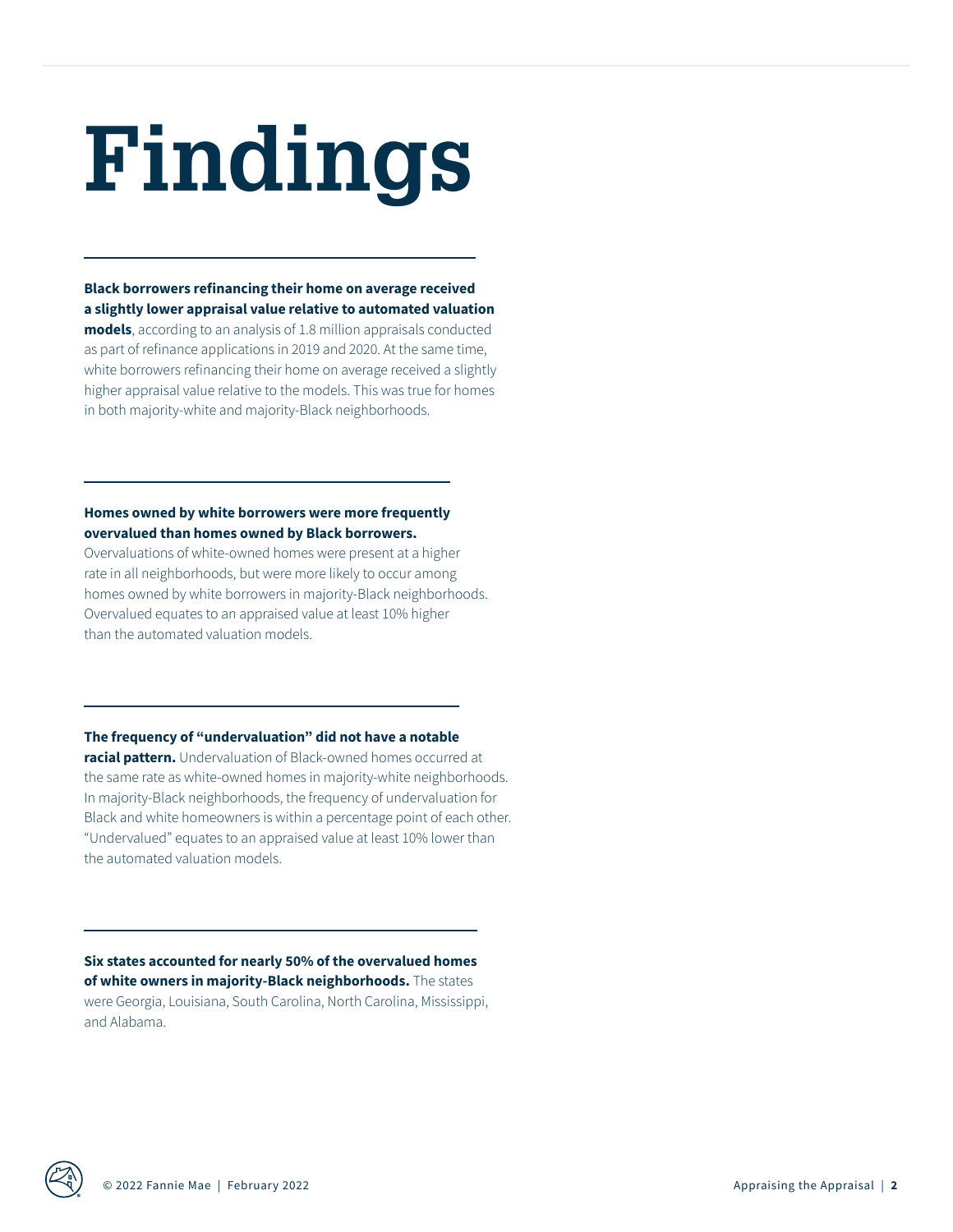# Findings

**Black borrowers refinancing their home on average received a slightly lower appraisal value relative to automated valuation models**, according to an analysis of 1.8 million appraisals conducted as part of refinance applications in 2019 and 2020. At the same time, white borrowers refinancing their home on average received a slightly higher appraisal value relative to the models. This was true for homes in both majority-white and majority-Black neighborhoods.

**Homes owned by white borrowers were more frequently overvalued than homes owned by Black borrowers.** Overvaluations of white-owned homes were present at a higher rate in all neighborhoods, but were more likely to occur among homes owned by white borrowers in majority-Black neighborhoods. Overvalued equates to an appraised value at least 10% higher than the automated valuation models.

**The frequency of "undervaluation" did not have a notable racial pattern.** Undervaluation of Black-owned homes occurred at the same rate as white-owned homes in majority-white neighborhoods. In majority-Black neighborhoods, the frequency of undervaluation for Black and white homeowners is within a percentage point of each other. "Undervalued" equates to an appraised value at least 10% lower than the automated valuation models.

**Six states accounted for nearly 50% of the overvalued homes of white owners in majority-Black neighborhoods.** The states were Georgia, Louisiana, South Carolina, North Carolina, Mississippi, and Alabama.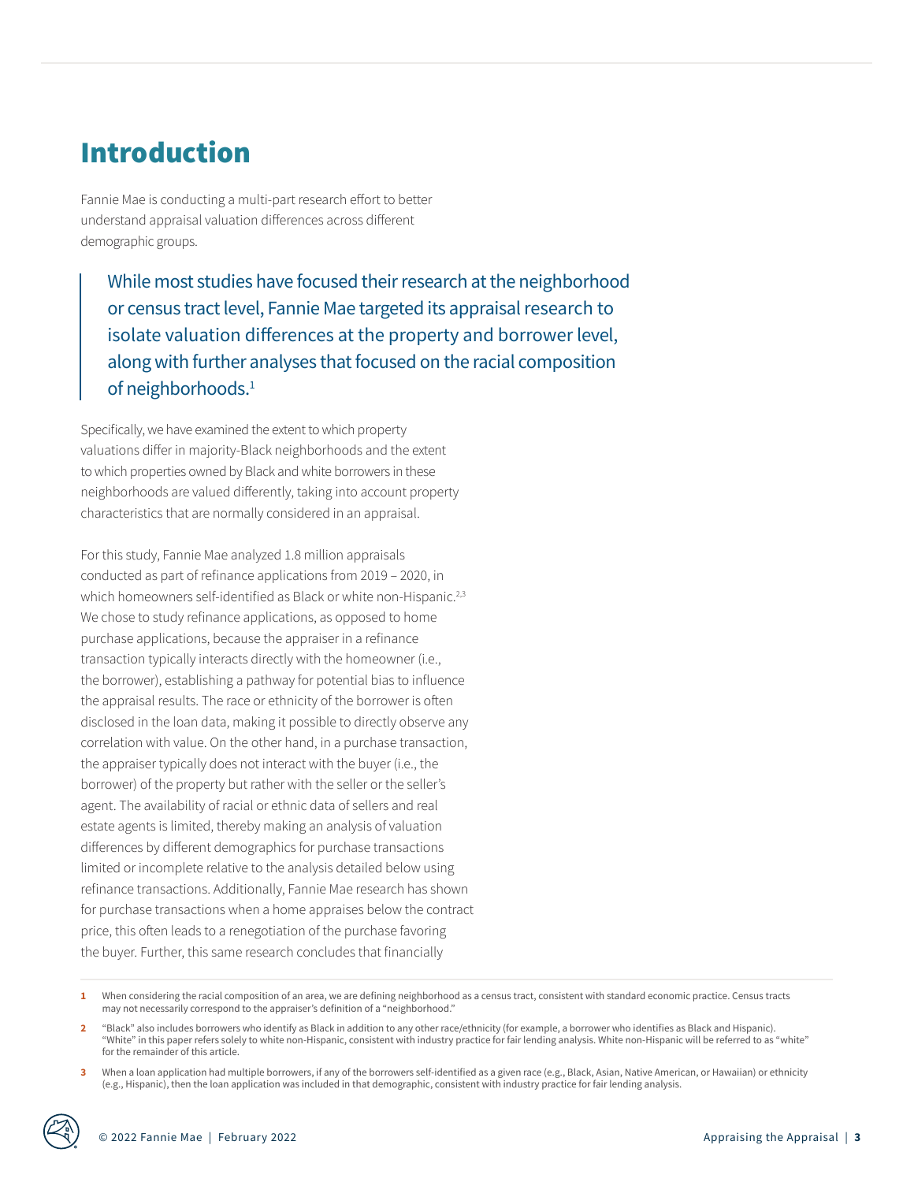# Introduction

Fannie Mae is conducting a multi-part research effort to better understand appraisal valuation differences across different demographic groups.

> While most studies have focused their research at the neighborhood or census tract level, Fannie Mae targeted its appraisal research to isolate valuation differences at the property and borrower level, along with further analyses that focused on the racial composition of neighborhoods.[1]

Specifically, we have examined the extent to which property valuations differ in majority-Black neighborhoods and the extent to which properties owned by Black and white borrowers in these neighborhoods are valued differently, taking into account property characteristics that are normally considered in an appraisal.

For this study, Fannie Mae analyzed 1.8 million appraisals conducted as part of refinance applications from 2019 – 2020, in which homeowners self-identified as Black or white non-Hispanic.[2,3] We chose to study refinance applications, as opposed to home purchase applications, because the appraiser in a refinance transaction typically interacts directly with the homeowner (i.e., the borrower), establishing a pathway for potential bias to influence the appraisal results. The race or ethnicity of the borrower is often disclosed in the loan data, making it possible to directly observe any correlation with value. On the other hand, in a purchase transaction, the appraiser typically does not interact with the buyer (i.e., the borrower) of the property but rather with the seller or the seller's agent. The availability of racial or ethnic data of sellers and real estate agents is limited, thereby making an analysis of valuation differences by different demographics for purchase transactions limited or incomplete relative to the analysis detailed below using refinance transactions. Additionally, Fannie Mae research has shown for purchase transactions when a home appraises below the contract price, this often leads to a renegotiation of the purchase favoring the buyer. Further, this same research concludes that financially

---

1 When considering the racial composition of an area, we are defining neighborhood as a census tract, consistent with standard economic practice. Census tracts may not necessarily correspond to the appraiser's definition of a "neighborhood."

2 "Black" also includes borrowers who identify as Black in addition to any other race/ethnicity (for example, a borrower who identifies as Black and Hispanic). "White" in this paper refers solely to white non-Hispanic, consistent with industry practice for fair lending analysis. White non-Hispanic will be referred to as "white" for the remainder of this article.

3 When a loan application had multiple borrowers, if any of the borrowers self-identified as a given race (e.g., Black, Asian, Native American, or Hawaiian) or ethnicity (e.g., Hispanic), then the loan application was included in that demographic, consistent with industry practice for fair lending analysis.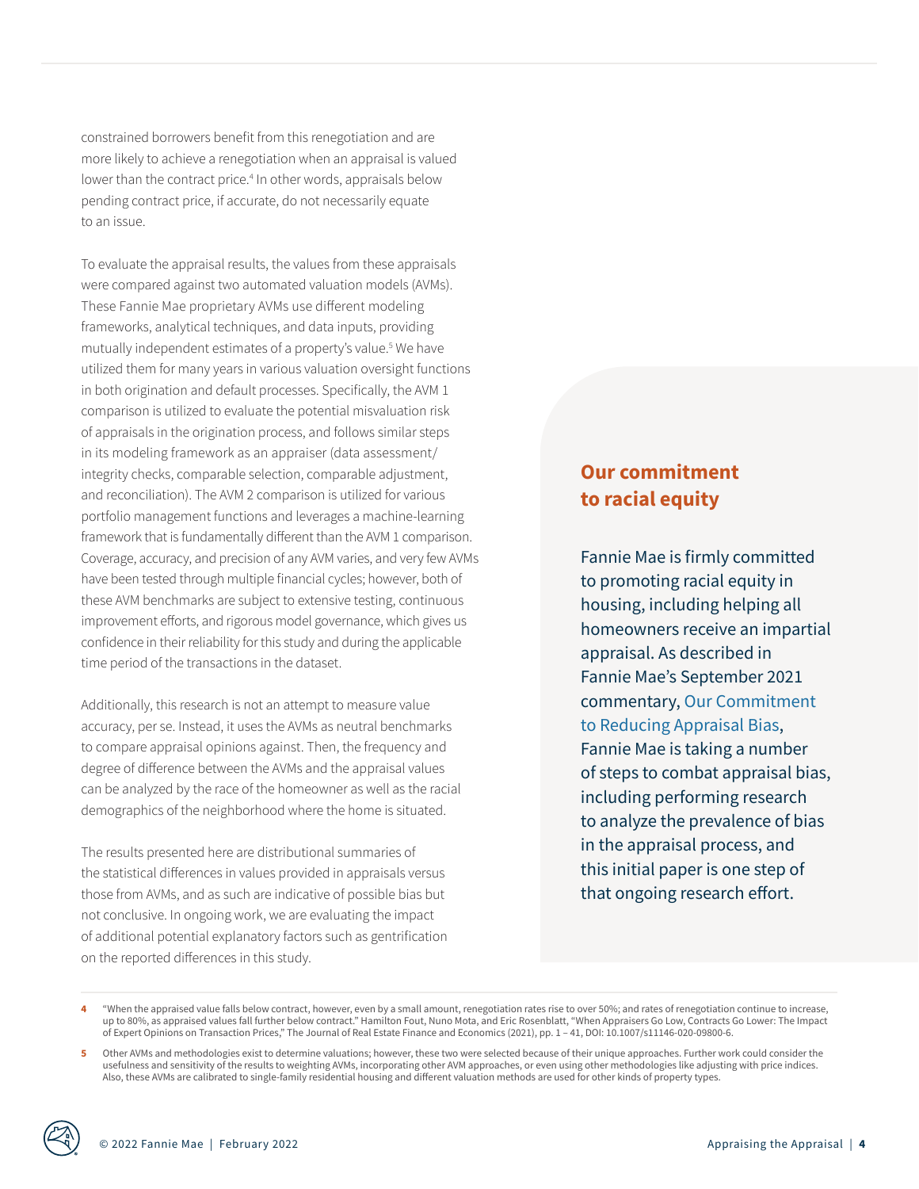constrained borrowers benefit from this renegotiation and are more likely to achieve a renegotiation when an appraisal is valued lower than the contract price.[4] In other words, appraisals below pending contract price, if accurate, do not necessarily equate to an issue.

To evaluate the appraisal results, the values from these appraisals were compared against two automated valuation models (AVMs). These Fannie Mae proprietary AVMs use different modeling frameworks, analytical techniques, and data inputs, providing mutually independent estimates of a property's value.[5] We have utilized them for many years in various valuation oversight functions in both origination and default processes. Specifically, the AVM 1 comparison is utilized to evaluate the potential misvaluation risk of appraisals in the origination process, and follows similar steps in its modeling framework as an appraiser (data assessment/integrity checks, comparable selection, comparable adjustment, and reconciliation). The AVM 2 comparison is utilized for various portfolio management functions and leverages a machine-learning framework that is fundamentally different than the AVM 1 comparison. Coverage, accuracy, and precision of any AVM varies, and very few AVMs have been tested through multiple financial cycles; however, both of these AVM benchmarks are subject to extensive testing, continuous improvement efforts, and rigorous model governance, which gives us confidence in their reliability for this study and during the applicable time period of the transactions in the dataset.

Additionally, this research is not an attempt to measure value accuracy, per se. Instead, it uses the AVMs as neutral benchmarks to compare appraisal opinions against. Then, the frequency and degree of difference between the AVMs and the appraisal values can be analyzed by the race of the homeowner as well as the racial demographics of the neighborhood where the home is situated.

The results presented here are distributional summaries of the statistical differences in values provided in appraisals versus those from AVMs, and as such are indicative of possible bias but not conclusive. In ongoing work, we are evaluating the impact of additional potential explanatory factors such as gentrification on the reported differences in this study.

## Our commitment to racial equity

Fannie Mae is firmly committed to promoting racial equity in housing, including helping all homeowners receive an impartial appraisal. As described in Fannie Mae's September 2021 commentary, Our Commitment to Reducing Appraisal Bias, Fannie Mae is taking a number of steps to combat appraisal bias, including performing research to analyze the prevalence of bias in the appraisal process, and this initial paper is one step of that ongoing research effort.

---

4 "When the appraised value falls below contract, however, even by a small amount, renegotiation rates rise to over 50%; and rates of renegotiation continue to increase, up to 80%, as appraised values fall further below contract." Hamilton Fout, Nuno Mota, and Eric Rosenblatt, "When Appraisers Go Low, Contracts Go Lower: The Impact of Expert Opinions on Transaction Prices," The Journal of Real Estate Finance and Economics (2021), pp. 1 – 41, DOI: 10.1007/s11146-020-09800-6.

5 Other AVMs and methodologies exist to determine valuations; however, these two were selected because of their unique approaches. Further work could consider the usefulness and sensitivity of the results to weighting AVMs, incorporating other AVM approaches, or even using other methodologies like adjusting with price indices. Also, these AVMs are calibrated to single-family residential housing and different valuation methods are used for other kinds of property types.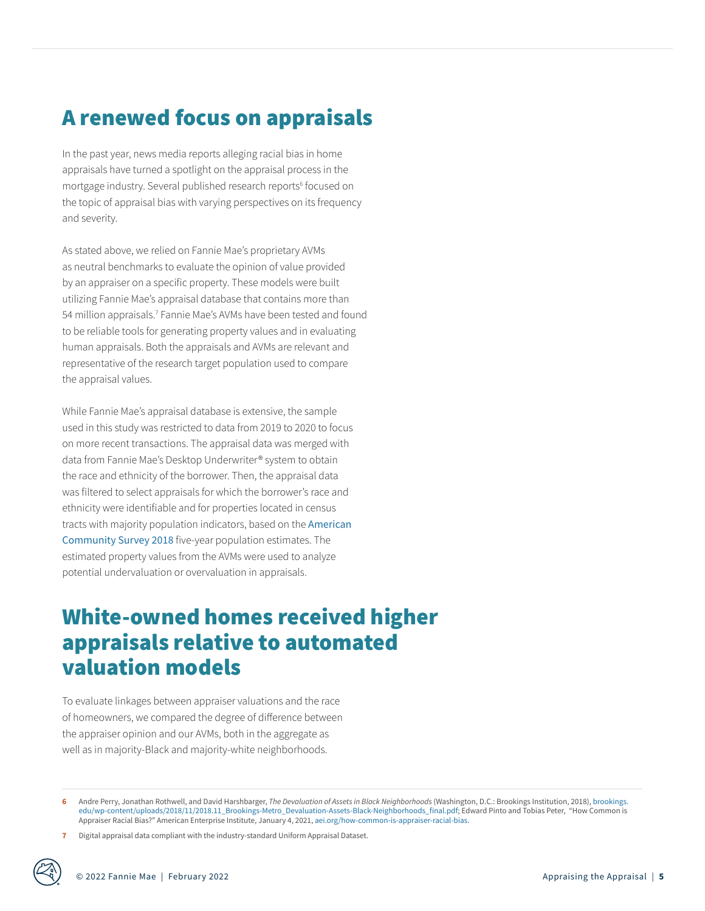## A renewed focus on appraisals

In the past year, news media reports alleging racial bias in home appraisals have turned a spotlight on the appraisal process in the mortgage industry. Several published research reports[6] focused on the topic of appraisal bias with varying perspectives on its frequency and severity.

As stated above, we relied on Fannie Mae's proprietary AVMs as neutral benchmarks to evaluate the opinion of value provided by an appraiser on a specific property. These models were built utilizing Fannie Mae's appraisal database that contains more than 54 million appraisals.[7] Fannie Mae's AVMs have been tested and found to be reliable tools for generating property values and in evaluating human appraisals. Both the appraisals and AVMs are relevant and representative of the research target population used to compare the appraisal values.

While Fannie Mae's appraisal database is extensive, the sample used in this study was restricted to data from 2019 to 2020 to focus on more recent transactions. The appraisal data was merged with data from Fannie Mae's Desktop Underwriter® system to obtain the race and ethnicity of the borrower. Then, the appraisal data was filtered to select appraisals for which the borrower's race and ethnicity were identifiable and for properties located in census tracts with majority population indicators, based on the American Community Survey 2018 five-year population estimates. The estimated property values from the AVMs were used to analyze potential undervaluation or overvaluation in appraisals.

## White-owned homes received higher appraisals relative to automated valuation models

To evaluate linkages between appraiser valuations and the race of homeowners, we compared the degree of difference between the appraiser opinion and our AVMs, both in the aggregate as well as in majority-Black and majority-white neighborhoods.

---

6 Andre Perry, Jonathan Rothwell, and David Harshbarger, *The Devaluation of Assets in Black Neighborhoods* (Washington, D.C.: Brookings Institution, 2018), brookings.edu/wp-content/uploads/2018/11/2018.11_Brookings-Metro_Devaluation-Assets-Black-Neighborhoods_final.pdf; Edward Pinto and Tobias Peter, "How Common is Appraiser Racial Bias?" American Enterprise Institute, January 4, 2021, aei.org/how-common-is-appraiser-racial-bias.

7 Digital appraisal data compliant with the industry-standard Uniform Appraisal Dataset.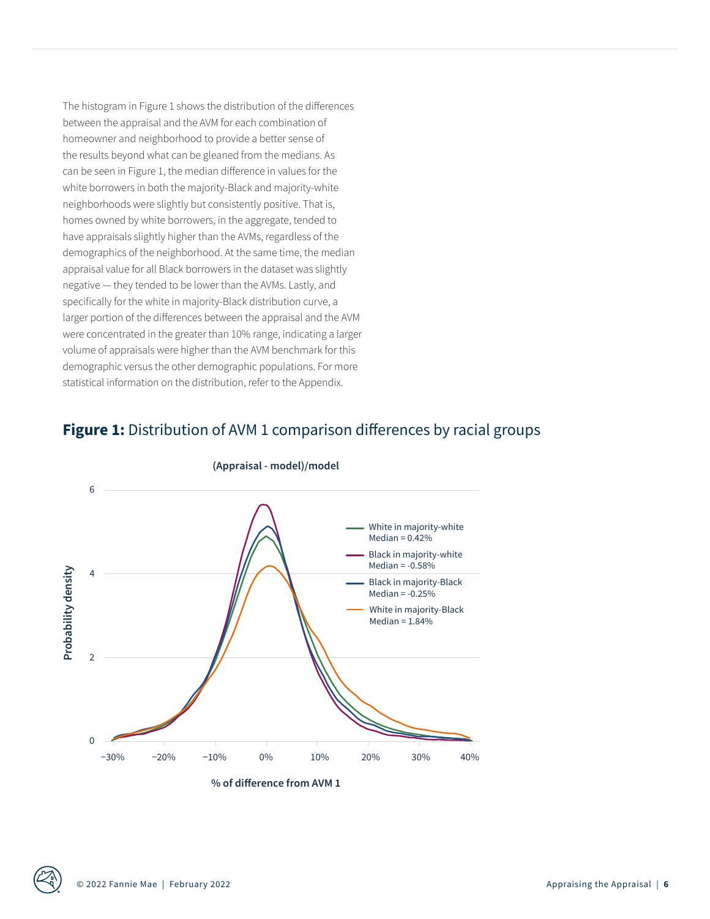The histogram in Figure 1 shows the distribution of the differences between the appraisal and the AVM for each combination of homeowner and neighborhood to provide a better sense of the results beyond what can be gleaned from the medians. As can be seen in Figure 1, the median difference in values for the white borrowers in both the majority-Black and majority-white neighborhoods were slightly but consistently positive. That is, homes owned by white borrowers, in the aggregate, tended to have appraisals slightly higher than the AVMs, regardless of the demographics of the neighborhood. At the same time, the median appraisal value for all Black borrowers in the dataset was slightly negative — they tended to be lower than the AVMs. Lastly, and specifically for the white in majority-Black distribution curve, a larger portion of the differences between the appraisal and the AVM were concentrated in the greater than 10% range, indicating a larger volume of appraisals were higher than the AVM benchmark for this demographic versus the other demographic populations. For more statistical information on the distribution, refer to the Appendix.

## **Figure 1:** Distribution of AVM 1 comparison differences by racial groups

**(Appraisal - model)/model**

- White in majority-white: Median = 0.42%
- Black in majority-white: Median = -0.58%
- Black in majority-Black: Median = -0.25%
- White in majority-Black: Median = 1.84%

Y-axis: **Probability density** (0, 2, 4, 6)

X-axis: **% of difference from AVM 1** (−30%, −20%, −10%, 0%, 10%, 20%, 30%, 40%)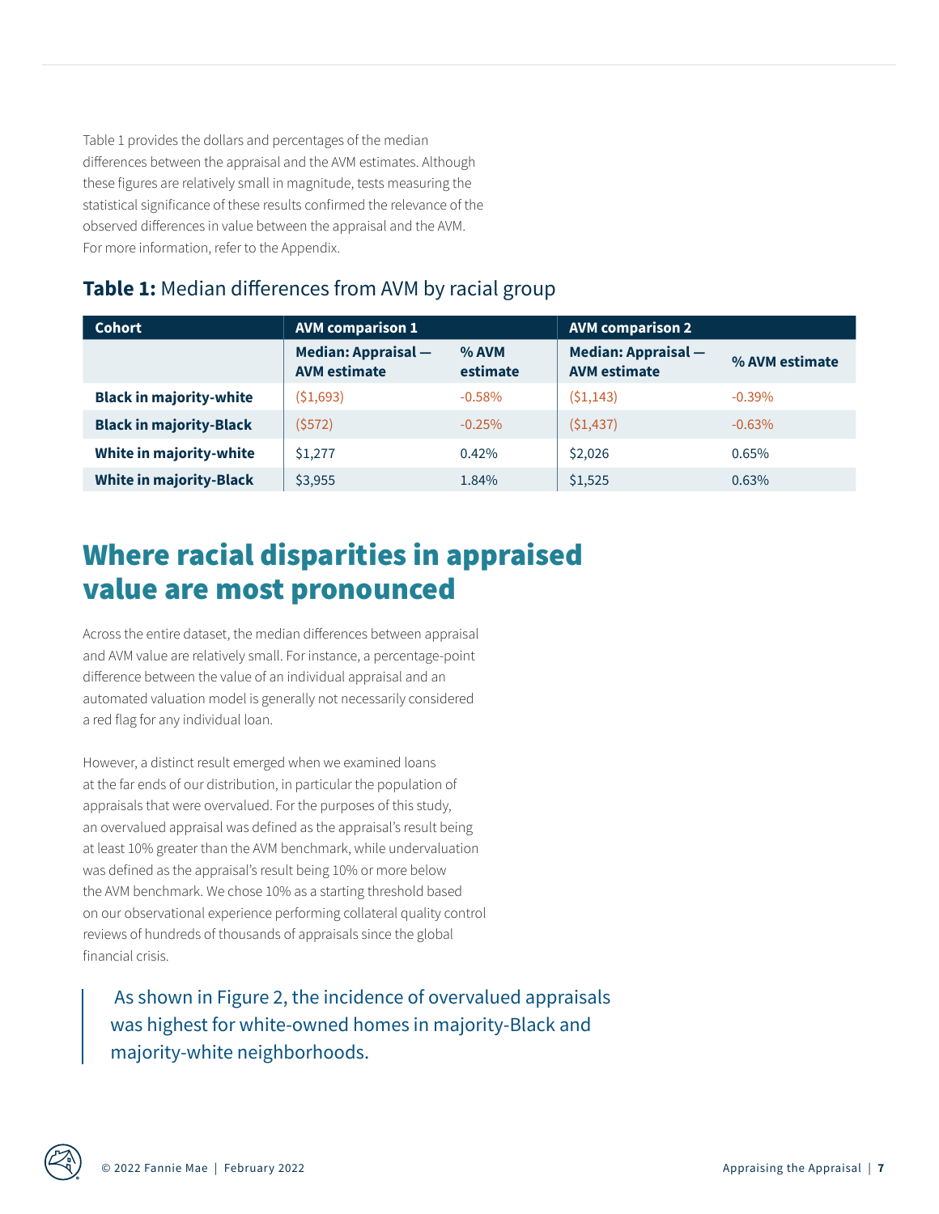Table 1 provides the dollars and percentages of the median differences between the appraisal and the AVM estimates. Although these figures are relatively small in magnitude, tests measuring the statistical significance of these results confirmed the relevance of the observed differences in value between the appraisal and the AVM. For more information, refer to the Appendix.

**Table 1:** Median differences from AVM by racial group

| Cohort | AVM comparison 1 | | AVM comparison 2 | |
|---|---|---|---|---|
| | Median: Appraisal — AVM estimate | % AVM estimate | Median: Appraisal — AVM estimate | % AVM estimate |
| **Black in majority-white** | ($1,693) | -0.58% | ($1,143) | -0.39% |
| **Black in majority-Black** | ($572) | -0.25% | ($1,437) | -0.63% |
| **White in majority-white** | $1,277 | 0.42% | $2,026 | 0.65% |
| **White in majority-Black** | $3,955 | 1.84% | $1,525 | 0.63% |

# Where racial disparities in appraised value are most pronounced

Across the entire dataset, the median differences between appraisal and AVM value are relatively small. For instance, a percentage-point difference between the value of an individual appraisal and an automated valuation model is generally not necessarily considered a red flag for any individual loan.

However, a distinct result emerged when we examined loans at the far ends of our distribution, in particular the population of appraisals that were overvalued. For the purposes of this study, an overvalued appraisal was defined as the appraisal's result being at least 10% greater than the AVM benchmark, while undervaluation was defined as the appraisal's result being 10% or more below the AVM benchmark. We chose 10% as a starting threshold based on our observational experience performing collateral quality control reviews of hundreds of thousands of appraisals since the global financial crisis.

> As shown in Figure 2, the incidence of overvalued appraisals was highest for white-owned homes in majority-Black and majority-white neighborhoods.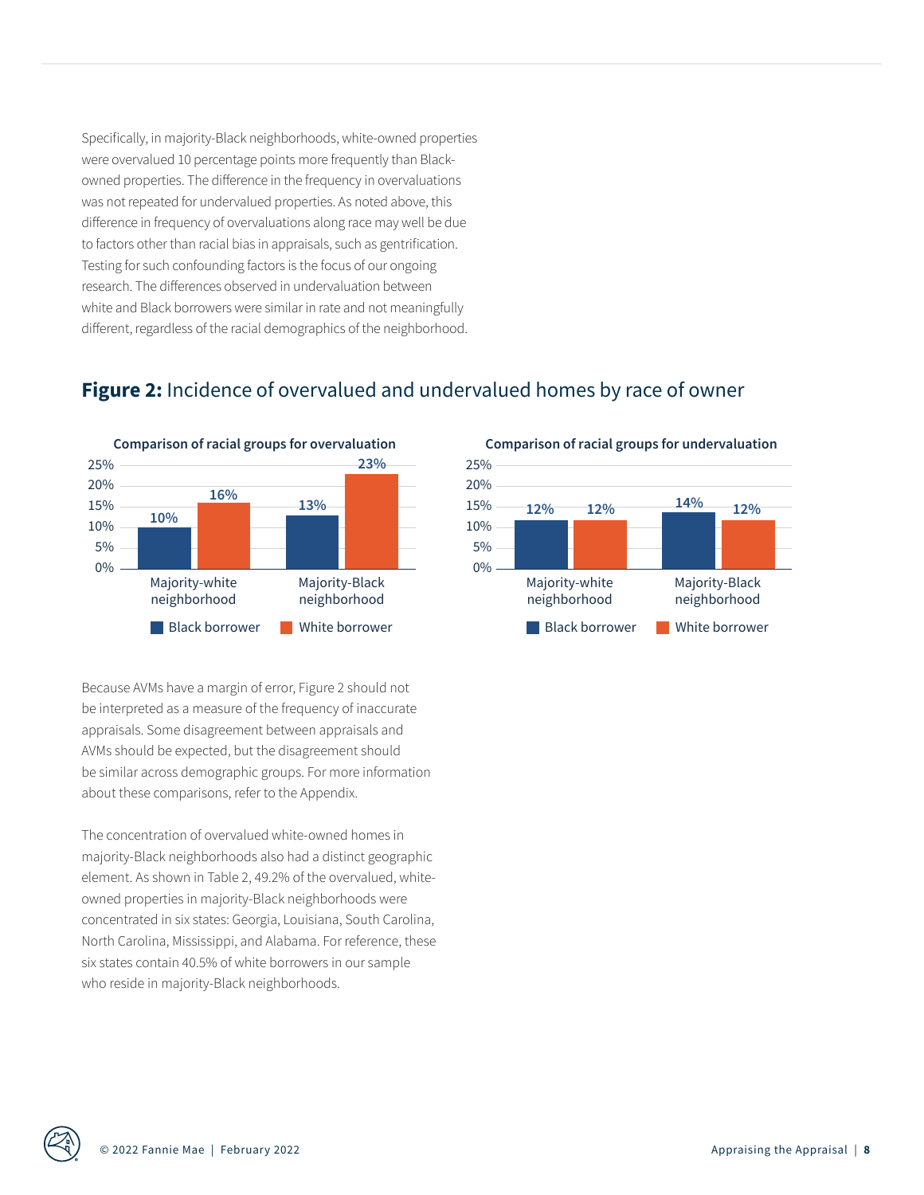Specifically, in majority-Black neighborhoods, white-owned properties were overvalued 10 percentage points more frequently than Black-owned properties. The difference in the frequency in overvaluations was not repeated for undervalued properties. As noted above, this difference in frequency of overvaluations along race may well be due to factors other than racial bias in appraisals, such as gentrification. Testing for such confounding factors is the focus of our ongoing research. The differences observed in undervaluation between white and Black borrowers were similar in rate and not meaningfully different, regardless of the racial demographics of the neighborhood.

## **Figure 2:** Incidence of overvalued and undervalued homes by race of owner

**Comparison of racial groups for overvaluation**

| | Black borrower | White borrower |
|---|---|---|
| Majority-white neighborhood | 10% | 16% |
| Majority-Black neighborhood | 13% | 23% |

**Comparison of racial groups for undervaluation**

| | Black borrower | White borrower |
|---|---|---|
| Majority-white neighborhood | 12% | 12% |
| Majority-Black neighborhood | 14% | 12% |

Because AVMs have a margin of error, Figure 2 should not be interpreted as a measure of the frequency of inaccurate appraisals. Some disagreement between appraisals and AVMs should be expected, but the disagreement should be similar across demographic groups. For more information about these comparisons, refer to the Appendix.

The concentration of overvalued white-owned homes in majority-Black neighborhoods also had a distinct geographic element. As shown in Table 2, 49.2% of the overvalued, white-owned properties in majority-Black neighborhoods were concentrated in six states: Georgia, Louisiana, South Carolina, North Carolina, Mississippi, and Alabama. For reference, these six states contain 40.5% of white borrowers in our sample who reside in majority-Black neighborhoods.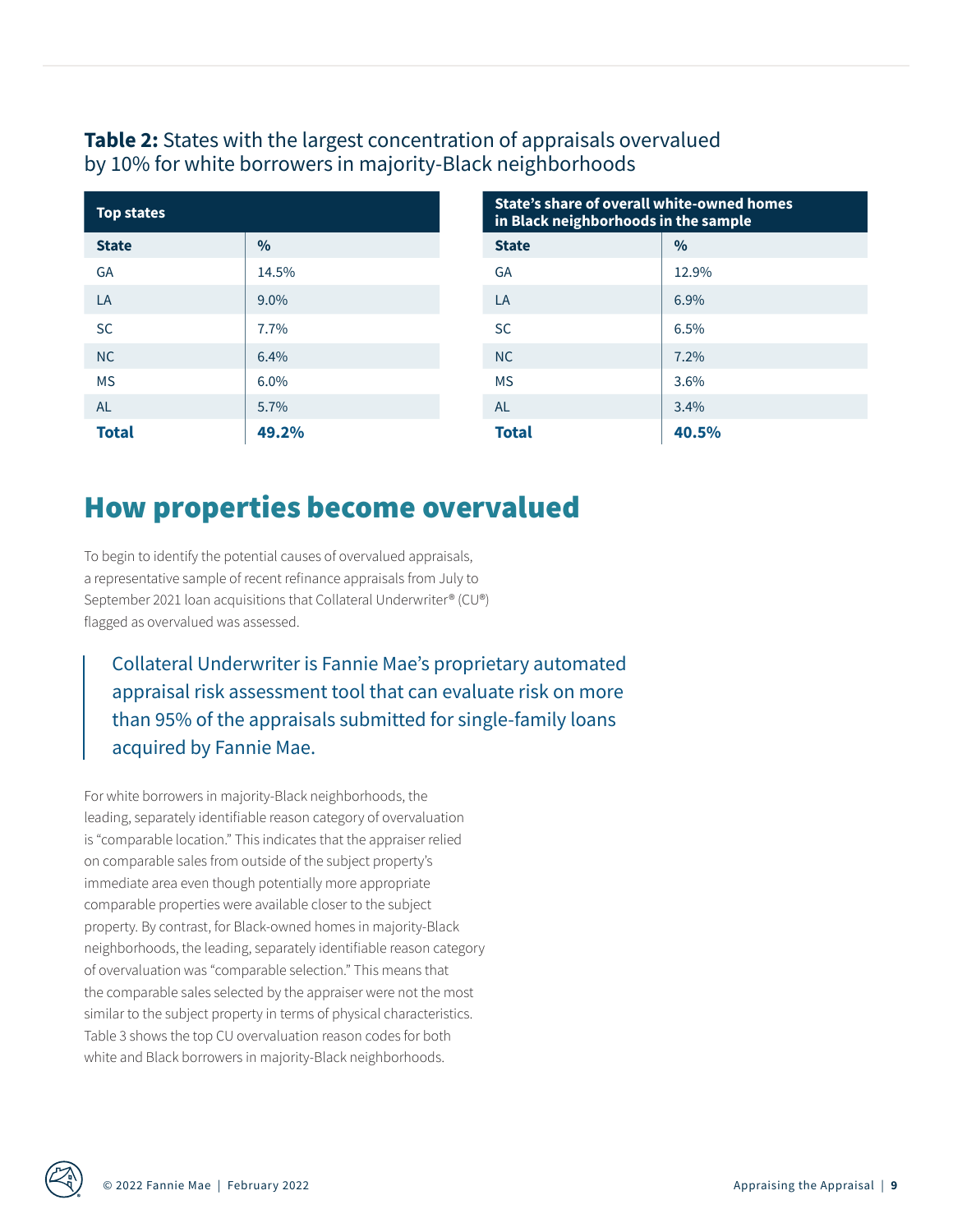**Table 2:** States with the largest concentration of appraisals overvalued by 10% for white borrowers in majority-Black neighborhoods

| Top states | | State's share of overall white-owned homes in Black neighborhoods in the sample | |
|---|---|---|---|
| **State** | **%** | **State** | **%** |
| GA | 14.5% | GA | 12.9% |
| LA | 9.0% | LA | 6.9% |
| SC | 7.7% | SC | 6.5% |
| NC | 6.4% | NC | 7.2% |
| MS | 6.0% | MS | 3.6% |
| AL | 5.7% | AL | 3.4% |
| **Total** | **49.2%** | **Total** | **40.5%** |

## How properties become overvalued

To begin to identify the potential causes of overvalued appraisals, a representative sample of recent refinance appraisals from July to September 2021 loan acquisitions that Collateral Underwriter® (CU®) flagged as overvalued was assessed.

> Collateral Underwriter is Fannie Mae's proprietary automated appraisal risk assessment tool that can evaluate risk on more than 95% of the appraisals submitted for single-family loans acquired by Fannie Mae.

For white borrowers in majority-Black neighborhoods, the leading, separately identifiable reason category of overvaluation is "comparable location." This indicates that the appraiser relied on comparable sales from outside of the subject property's immediate area even though potentially more appropriate comparable properties were available closer to the subject property. By contrast, for Black-owned homes in majority-Black neighborhoods, the leading, separately identifiable reason category of overvaluation was "comparable selection." This means that the comparable sales selected by the appraiser were not the most similar to the subject property in terms of physical characteristics. Table 3 shows the top CU overvaluation reason codes for both white and Black borrowers in majority-Black neighborhoods.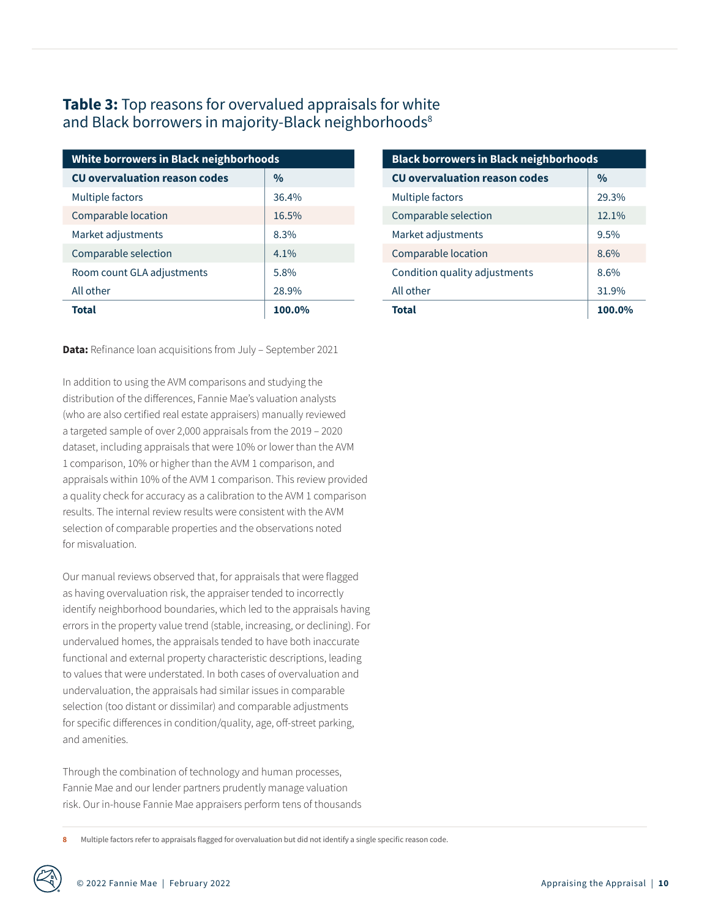## **Table 3:** Top reasons for overvalued appraisals for white and Black borrowers in majority-Black neighborhoods[8]

| White borrowers in Black neighborhoods | |
|---|---|
| **CU overvaluation reason codes** | **%** |
| Multiple factors | 36.4% |
| Comparable location | 16.5% |
| Market adjustments | 8.3% |
| Comparable selection | 4.1% |
| Room count GLA adjustments | 5.8% |
| All other | 28.9% |
| **Total** | **100.0%** |

| Black borrowers in Black neighborhoods | |
|---|---|
| **CU overvaluation reason codes** | **%** |
| Multiple factors | 29.3% |
| Comparable selection | 12.1% |
| Market adjustments | 9.5% |
| Comparable location | 8.6% |
| Condition quality adjustments | 8.6% |
| All other | 31.9% |
| **Total** | **100.0%** |

**Data:** Refinance loan acquisitions from July – September 2021

In addition to using the AVM comparisons and studying the distribution of the differences, Fannie Mae's valuation analysts (who are also certified real estate appraisers) manually reviewed a targeted sample of over 2,000 appraisals from the 2019 – 2020 dataset, including appraisals that were 10% or lower than the AVM 1 comparison, 10% or higher than the AVM 1 comparison, and appraisals within 10% of the AVM 1 comparison. This review provided a quality check for accuracy as a calibration to the AVM 1 comparison results. The internal review results were consistent with the AVM selection of comparable properties and the observations noted for misvaluation.

Our manual reviews observed that, for appraisals that were flagged as having overvaluation risk, the appraiser tended to incorrectly identify neighborhood boundaries, which led to the appraisals having errors in the property value trend (stable, increasing, or declining). For undervalued homes, the appraisals tended to have both inaccurate functional and external property characteristic descriptions, leading to values that were understated. In both cases of overvaluation and undervaluation, the appraisals had similar issues in comparable selection (too distant or dissimilar) and comparable adjustments for specific differences in condition/quality, age, off-street parking, and amenities.

Through the combination of technology and human processes, Fannie Mae and our lender partners prudently manage valuation risk. Our in-house Fannie Mae appraisers perform tens of thousands

8 Multiple factors refer to appraisals flagged for overvaluation but did not identify a single specific reason code.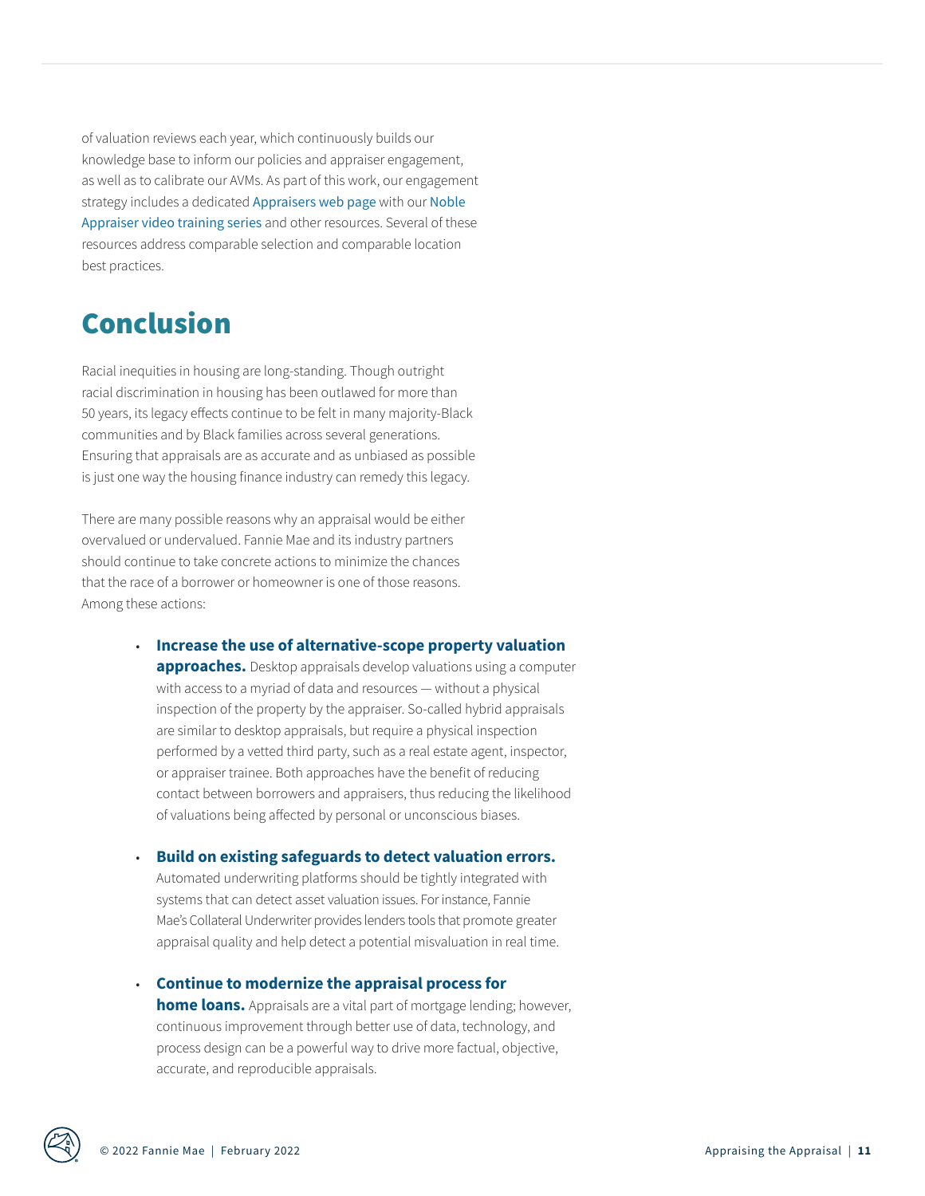of valuation reviews each year, which continuously builds our knowledge base to inform our policies and appraiser engagement, as well as to calibrate our AVMs. As part of this work, our engagement strategy includes a dedicated Appraisers web page with our Noble Appraiser video training series and other resources. Several of these resources address comparable selection and comparable location best practices.

# Conclusion

Racial inequities in housing are long-standing. Though outright racial discrimination in housing has been outlawed for more than 50 years, its legacy effects continue to be felt in many majority-Black communities and by Black families across several generations. Ensuring that appraisals are as accurate and as unbiased as possible is just one way the housing finance industry can remedy this legacy.

There are many possible reasons why an appraisal would be either overvalued or undervalued. Fannie Mae and its industry partners should continue to take concrete actions to minimize the chances that the race of a borrower or homeowner is one of those reasons. Among these actions:

- **Increase the use of alternative-scope property valuation approaches.** Desktop appraisals develop valuations using a computer with access to a myriad of data and resources — without a physical inspection of the property by the appraiser. So-called hybrid appraisals are similar to desktop appraisals, but require a physical inspection performed by a vetted third party, such as a real estate agent, inspector, or appraiser trainee. Both approaches have the benefit of reducing contact between borrowers and appraisers, thus reducing the likelihood of valuations being affected by personal or unconscious biases.

- **Build on existing safeguards to detect valuation errors.** Automated underwriting platforms should be tightly integrated with systems that can detect asset valuation issues. For instance, Fannie Mae's Collateral Underwriter provides lenders tools that promote greater appraisal quality and help detect a potential misvaluation in real time.

- **Continue to modernize the appraisal process for home loans.** Appraisals are a vital part of mortgage lending; however, continuous improvement through better use of data, technology, and process design can be a powerful way to drive more factual, objective, accurate, and reproducible appraisals.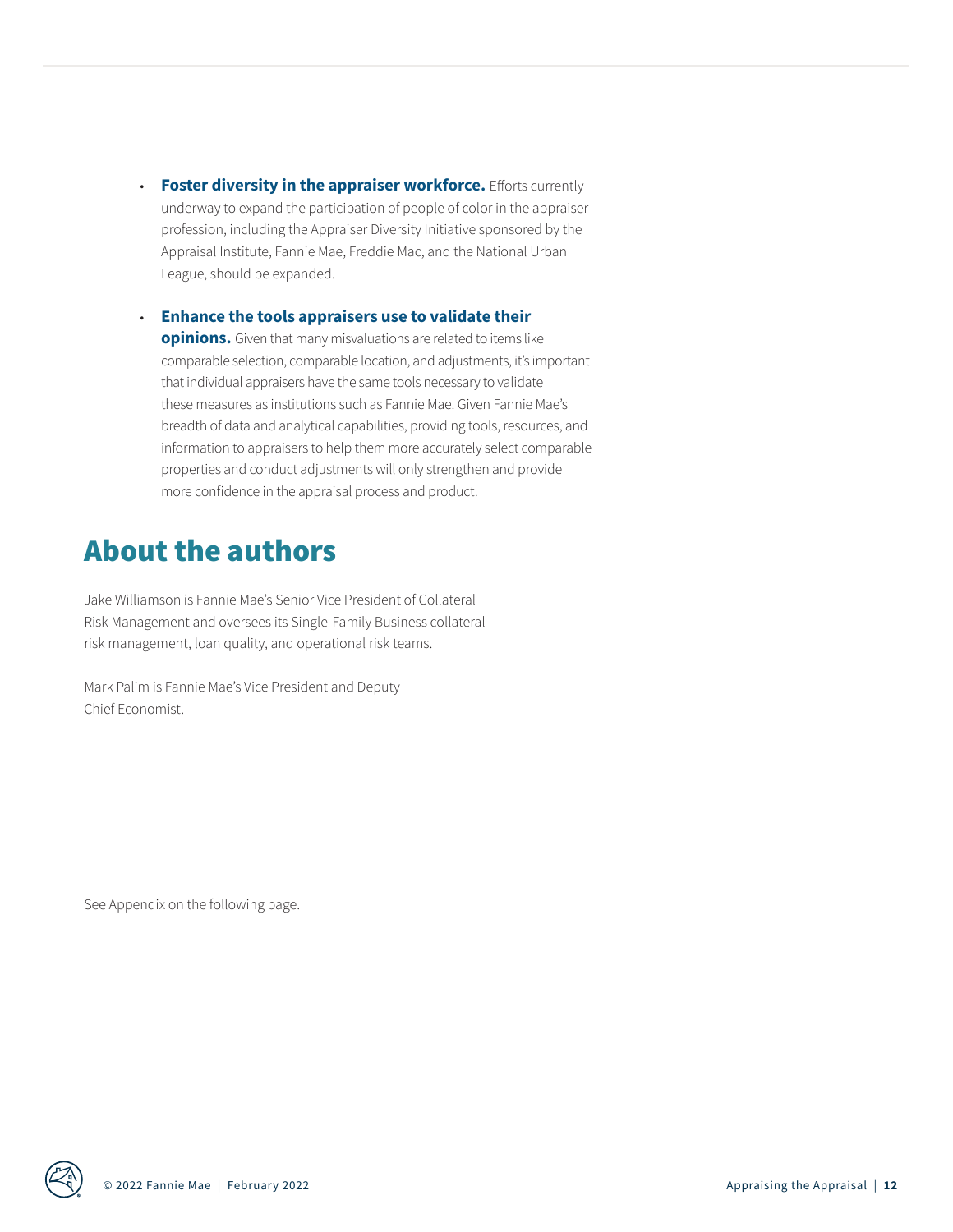- **Foster diversity in the appraiser workforce.** Efforts currently underway to expand the participation of people of color in the appraiser profession, including the Appraiser Diversity Initiative sponsored by the Appraisal Institute, Fannie Mae, Freddie Mac, and the National Urban League, should be expanded.

- **Enhance the tools appraisers use to validate their opinions.** Given that many misvaluations are related to items like comparable selection, comparable location, and adjustments, it's important that individual appraisers have the same tools necessary to validate these measures as institutions such as Fannie Mae. Given Fannie Mae's breadth of data and analytical capabilities, providing tools, resources, and information to appraisers to help them more accurately select comparable properties and conduct adjustments will only strengthen and provide more confidence in the appraisal process and product.

# About the authors

Jake Williamson is Fannie Mae's Senior Vice President of Collateral Risk Management and oversees its Single-Family Business collateral risk management, loan quality, and operational risk teams.

Mark Palim is Fannie Mae's Vice President and Deputy Chief Economist.

See Appendix on the following page.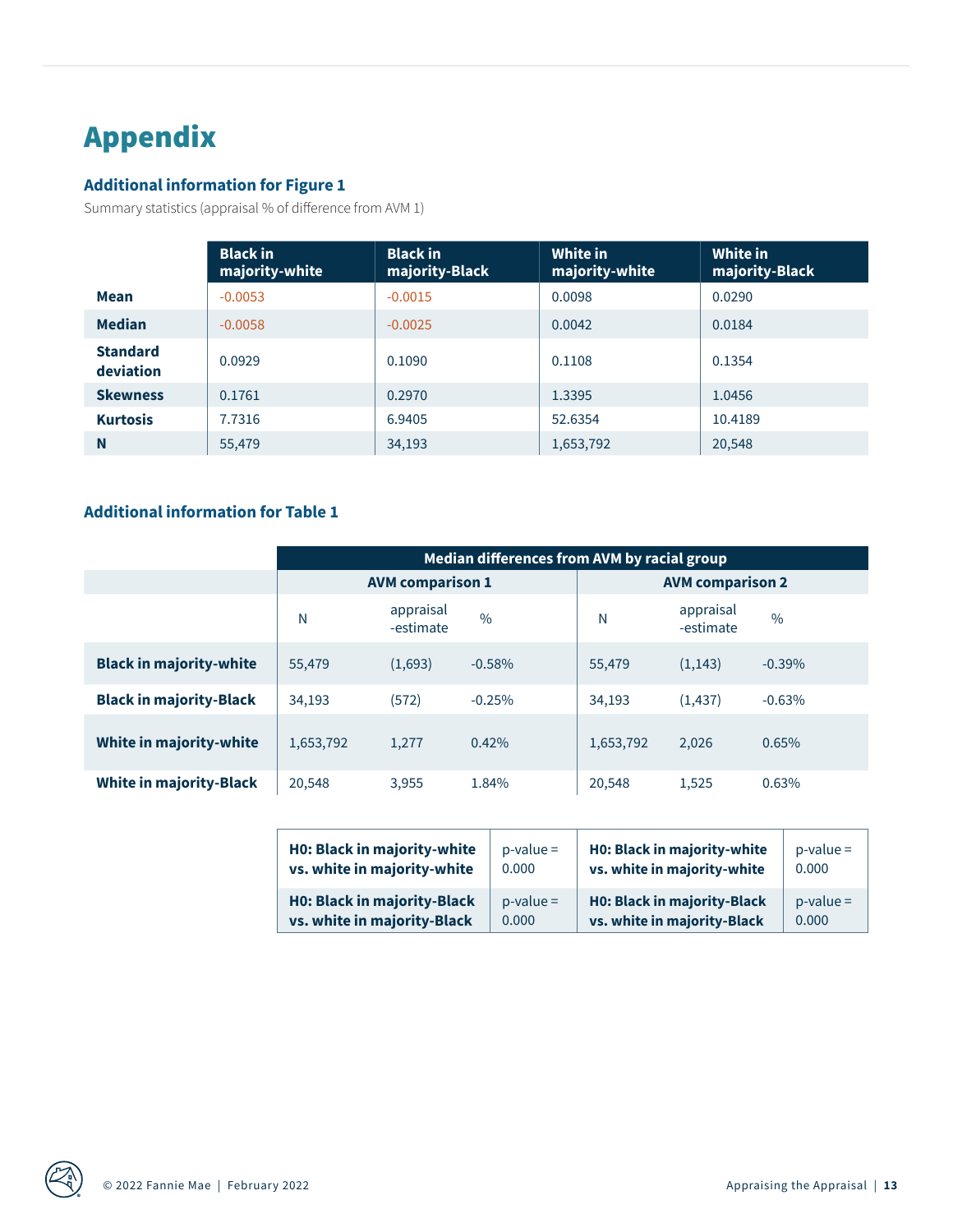# Appendix

### Additional information for Figure 1

Summary statistics (appraisal % of difference from AVM 1)

| | Black in majority-white | Black in majority-Black | White in majority-white | White in majority-Black |
|---|---|---|---|---|
| **Mean** | -0.0053 | -0.0015 | 0.0098 | 0.0290 |
| **Median** | -0.0058 | -0.0025 | 0.0042 | 0.0184 |
| **Standard deviation** | 0.0929 | 0.1090 | 0.1108 | 0.1354 |
| **Skewness** | 0.1761 | 0.2970 | 1.3395 | 1.0456 |
| **Kurtosis** | 7.7316 | 6.9405 | 52.6354 | 10.4189 |
| **N** | 55,479 | 34,193 | 1,653,792 | 20,548 |

### Additional information for Table 1

| | Median differences from AVM by racial group | | | | | |
|---|---|---|---|---|---|---|
| | AVM comparison 1 | | | AVM comparison 2 | | |
| | N | appraisal -estimate | % | N | appraisal -estimate | % |
| **Black in majority-white** | 55,479 | (1,693) | -0.58% | 55,479 | (1,143) | -0.39% |
| **Black in majority-Black** | 34,193 | (572) | -0.25% | 34,193 | (1,437) | -0.63% |
| **White in majority-white** | 1,653,792 | 1,277 | 0.42% | 1,653,792 | 2,026 | 0.65% |
| **White in majority-Black** | 20,548 | 3,955 | 1.84% | 20,548 | 1,525 | 0.63% |

| | | | |
|---|---|---|---|
| **H0: Black in majority-white vs. white in majority-white** | p-value = 0.000 | **H0: Black in majority-white vs. white in majority-white** | p-value = 0.000 |
| **H0: Black in majority-Black vs. white in majority-Black** | p-value = 0.000 | **H0: Black in majority-Black vs. white in majority-Black** | p-value = 0.000 |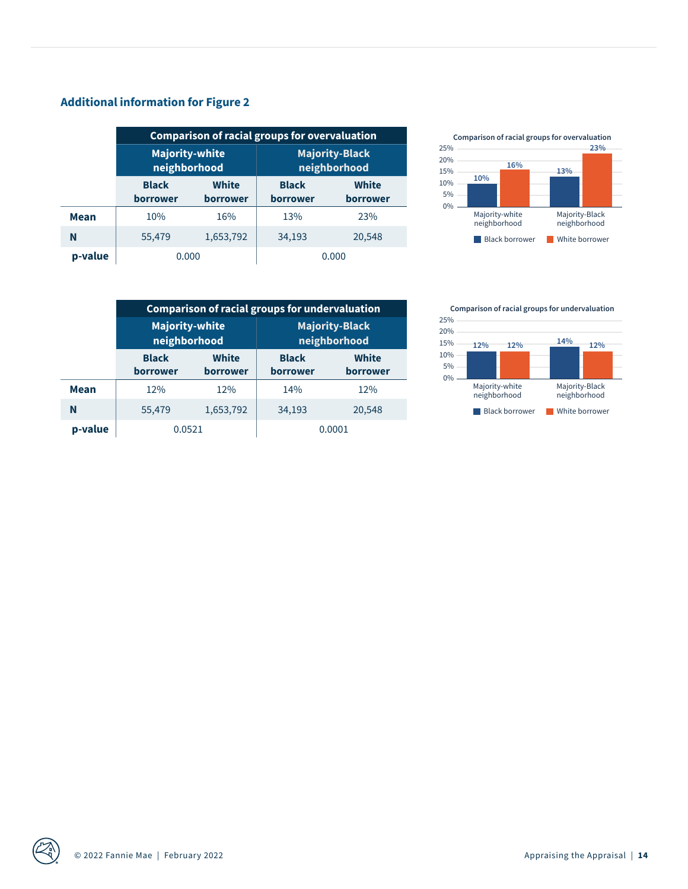## Additional information for Figure 2

| | Comparison of racial groups for overvaluation | | | |
|---|---|---|---|---|
| | Majority-white neighborhood | | Majority-Black neighborhood | |
| | Black borrower | White borrower | Black borrower | White borrower |
| **Mean** | 10% | 16% | 13% | 23% |
| **N** | 55,479 | 1,653,792 | 34,193 | 20,548 |
| **p-value** | 0.000 | | 0.000 | |

Comparison of racial groups for overvaluation

25%
20%
15%
10%
5%
0%

10%
16%
13%
23%

Majority-white neighborhood
Majority-Black neighborhood

Black borrower
White borrower

| | Comparison of racial groups for undervaluation | | | |
|---|---|---|---|---|
| | Majority-white neighborhood | | Majority-Black neighborhood | |
| | Black borrower | White borrower | Black borrower | White borrower |
| **Mean** | 12% | 12% | 14% | 12% |
| **N** | 55,479 | 1,653,792 | 34,193 | 20,548 |
| **p-value** | 0.0521 | | 0.0001 | |

Comparison of racial groups for undervaluation

25%
20%
15%
10%
5%
0%

12%
12%
14%
12%

Majority-white neighborhood
Majority-Black neighborhood

Black borrower
White borrower